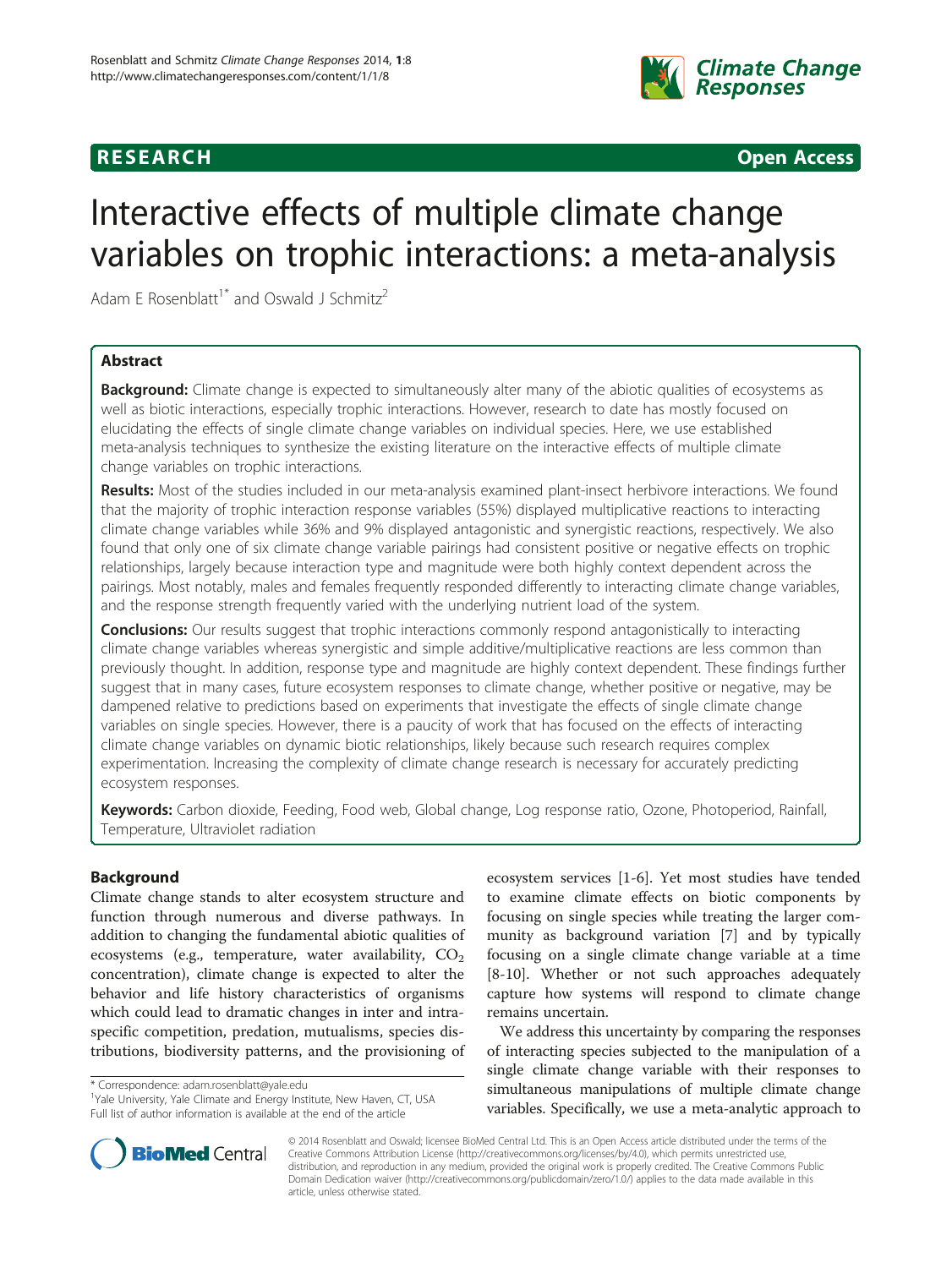**RESEARCH** **Open Access**

# Interactive effects of multiple climate change variables on trophic interactions: a meta-analysis

Adam E Rosenblatt[1*] and Oswald J Schmitz[2]

## Abstract

**Background:** Climate change is expected to simultaneously alter many of the abiotic qualities of ecosystems as well as biotic interactions, especially trophic interactions. However, research to date has mostly focused on elucidating the effects of single climate change variables on individual species. Here, we use established meta-analysis techniques to synthesize the existing literature on the interactive effects of multiple climate change variables on trophic interactions.

**Results:** Most of the studies included in our meta-analysis examined plant-insect herbivore interactions. We found that the majority of trophic interaction response variables (55%) displayed multiplicative reactions to interacting climate change variables while 36% and 9% displayed antagonistic and synergistic reactions, respectively. We also found that only one of six climate change variable pairings had consistent positive or negative effects on trophic relationships, largely because interaction type and magnitude were both highly context dependent across the pairings. Most notably, males and females frequently responded differently to interacting climate change variables, and the response strength frequently varied with the underlying nutrient load of the system.

**Conclusions:** Our results suggest that trophic interactions commonly respond antagonistically to interacting climate change variables whereas synergistic and simple additive/multiplicative reactions are less common than previously thought. In addition, response type and magnitude are highly context dependent. These findings further suggest that in many cases, future ecosystem responses to climate change, whether positive or negative, may be dampened relative to predictions based on experiments that investigate the effects of single climate change variables on single species. However, there is a paucity of work that has focused on the effects of interacting climate change variables on dynamic biotic relationships, likely because such research requires complex experimentation. Increasing the complexity of climate change research is necessary for accurately predicting ecosystem responses.

**Keywords:** Carbon dioxide, Feeding, Food web, Global change, Log response ratio, Ozone, Photoperiod, Rainfall, Temperature, Ultraviolet radiation

## Background

Climate change stands to alter ecosystem structure and function through numerous and diverse pathways. In addition to changing the fundamental abiotic qualities of ecosystems (e.g., temperature, water availability, $CO_2$ concentration), climate change is expected to alter the behavior and life history characteristics of organisms which could lead to dramatic changes in inter and intra-specific competition, predation, mutualisms, species distributions, biodiversity patterns, and the provisioning of ecosystem services [1-6]. Yet most studies have tended to examine climate effects on biotic components by focusing on single species while treating the larger community as background variation [7] and by typically focusing on a single climate change variable at a time [8-10]. Whether or not such approaches adequately capture how systems will respond to climate change remains uncertain.

We address this uncertainty by comparing the responses of interacting species subjected to the manipulation of a single climate change variable with their responses to simultaneous manipulations of multiple climate change variables. Specifically, we use a meta-analytic approach to

\* Correspondence: adam.rosenblatt@yale.edu
[1]Yale University, Yale Climate and Energy Institute, New Haven, CT, USA
Full list of author information is available at the end of the article

© 2014 Rosenblatt and Oswald; licensee BioMed Central Ltd. This is an Open Access article distributed under the terms of the Creative Commons Attribution License (http://creativecommons.org/licenses/by/4.0), which permits unrestricted use, distribution, and reproduction in any medium, provided the original work is properly credited. The Creative Commons Public Domain Dedication waiver (http://creativecommons.org/publicdomain/zero/1.0/) applies to the data made available in this article, unless otherwise stated.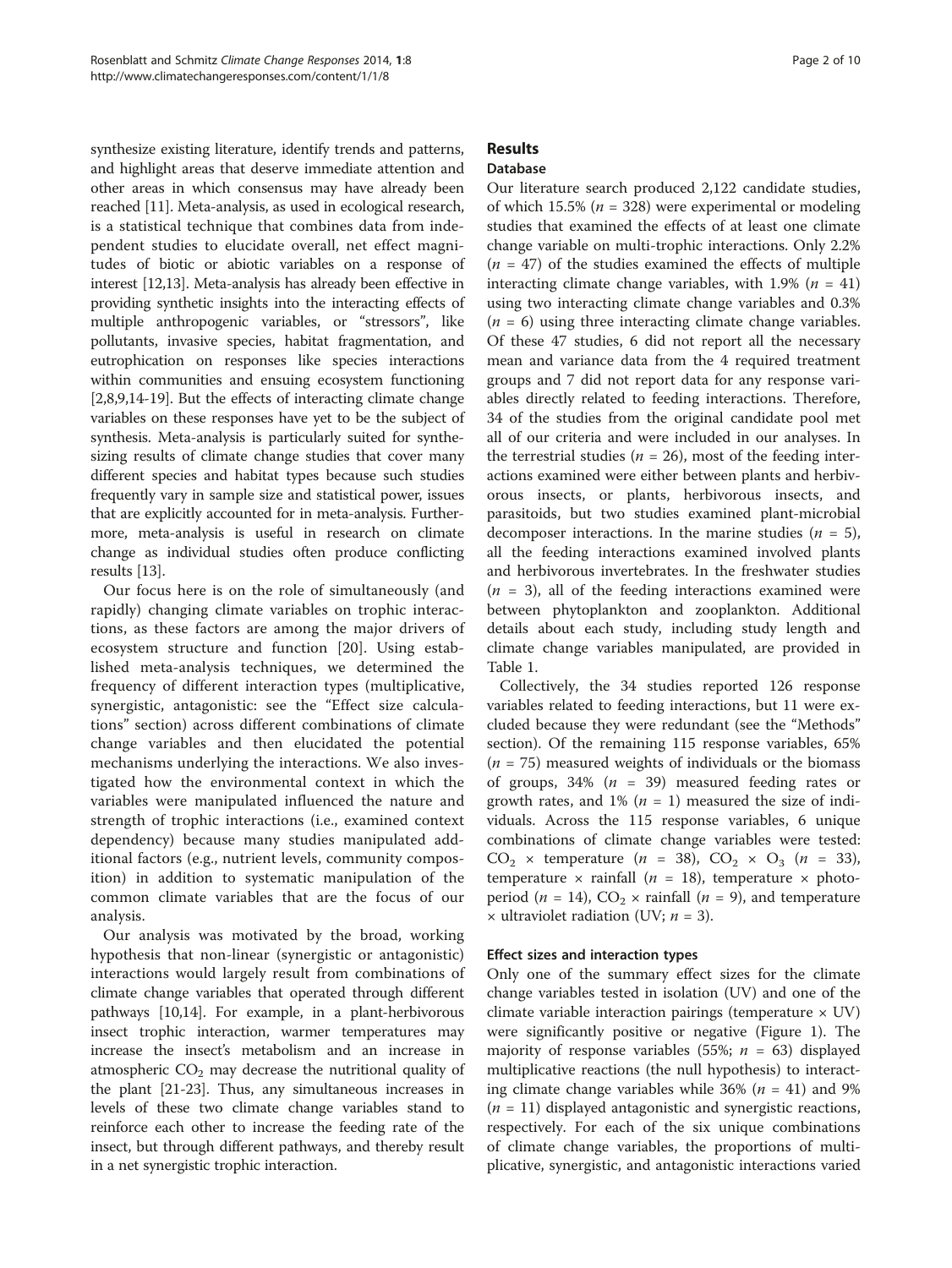synthesize existing literature, identify trends and patterns, and highlight areas that deserve immediate attention and other areas in which consensus may have already been reached [11]. Meta-analysis, as used in ecological research, is a statistical technique that combines data from independent studies to elucidate overall, net effect magnitudes of biotic or abiotic variables on a response of interest [12,13]. Meta-analysis has already been effective in providing synthetic insights into the interacting effects of multiple anthropogenic variables, or "stressors", like pollutants, invasive species, habitat fragmentation, and eutrophication on responses like species interactions within communities and ensuing ecosystem functioning [2,8,9,14-19]. But the effects of interacting climate change variables on these responses have yet to be the subject of synthesis. Meta-analysis is particularly suited for synthesizing results of climate change studies that cover many different species and habitat types because such studies frequently vary in sample size and statistical power, issues that are explicitly accounted for in meta-analysis. Furthermore, meta-analysis is useful in research on climate change as individual studies often produce conflicting results [13].

Our focus here is on the role of simultaneously (and rapidly) changing climate variables on trophic interactions, as these factors are among the major drivers of ecosystem structure and function [20]. Using established meta-analysis techniques, we determined the frequency of different interaction types (multiplicative, synergistic, antagonistic: see the "Effect size calculations" section) across different combinations of climate change variables and then elucidated the potential mechanisms underlying the interactions. We also investigated how the environmental context in which the variables were manipulated influenced the nature and strength of trophic interactions (i.e., examined context dependency) because many studies manipulated additional factors (e.g., nutrient levels, community composition) in addition to systematic manipulation of the common climate variables that are the focus of our analysis.

Our analysis was motivated by the broad, working hypothesis that non-linear (synergistic or antagonistic) interactions would largely result from combinations of climate change variables that operated through different pathways [10,14]. For example, in a plant-herbivorous insect trophic interaction, warmer temperatures may increase the insect's metabolism and an increase in atmospheric $CO_2$ may decrease the nutritional quality of the plant [21-23]. Thus, any simultaneous increases in levels of these two climate change variables stand to reinforce each other to increase the feeding rate of the insect, but through different pathways, and thereby result in a net synergistic trophic interaction.

## Results

### Database

Our literature search produced 2,122 candidate studies, of which 15.5% ($n$ = 328) were experimental or modeling studies that examined the effects of at least one climate change variable on multi-trophic interactions. Only 2.2% ($n$ = 47) of the studies examined the effects of multiple interacting climate change variables, with 1.9% ($n$ = 41) using two interacting climate change variables and 0.3% ($n$ = 6) using three interacting climate change variables. Of these 47 studies, 6 did not report all the necessary mean and variance data from the 4 required treatment groups and 7 did not report data for any response variables directly related to feeding interactions. Therefore, 34 of the studies from the original candidate pool met all of our criteria and were included in our analyses. In the terrestrial studies ($n$ = 26), most of the feeding interactions examined were either between plants and herbivorous insects, or plants, herbivorous insects, and parasitoids, but two studies examined plant-microbial decomposer interactions. In the marine studies ($n$ = 5), all the feeding interactions examined involved plants and herbivorous invertebrates. In the freshwater studies ($n$ = 3), all of the feeding interactions examined were between phytoplankton and zooplankton. Additional details about each study, including study length and climate change variables manipulated, are provided in Table 1.

Collectively, the 34 studies reported 126 response variables related to feeding interactions, but 11 were excluded because they were redundant (see the "Methods" section). Of the remaining 115 response variables, 65% ($n$ = 75) measured weights of individuals or the biomass of groups, 34% ($n$ = 39) measured feeding rates or growth rates, and 1% ($n$ = 1) measured the size of individuals. Across the 115 response variables, 6 unique combinations of climate change variables were tested: $CO_2$ × temperature ($n$ = 38), $CO_2$ × $O_3$ ($n$ = 33), temperature × rainfall ($n$ = 18), temperature × photoperiod ($n$ = 14), $CO_2$ × rainfall ($n$ = 9), and temperature × ultraviolet radiation (UV; $n$ = 3).

### Effect sizes and interaction types

Only one of the summary effect sizes for the climate change variables tested in isolation (UV) and one of the climate variable interaction pairings (temperature × UV) were significantly positive or negative (Figure 1). The majority of response variables (55%; $n$ = 63) displayed multiplicative reactions (the null hypothesis) to interacting climate change variables while 36% ($n$ = 41) and 9% ($n$ = 11) displayed antagonistic and synergistic reactions, respectively. For each of the six unique combinations of climate change variables, the proportions of multiplicative, synergistic, and antagonistic interactions varied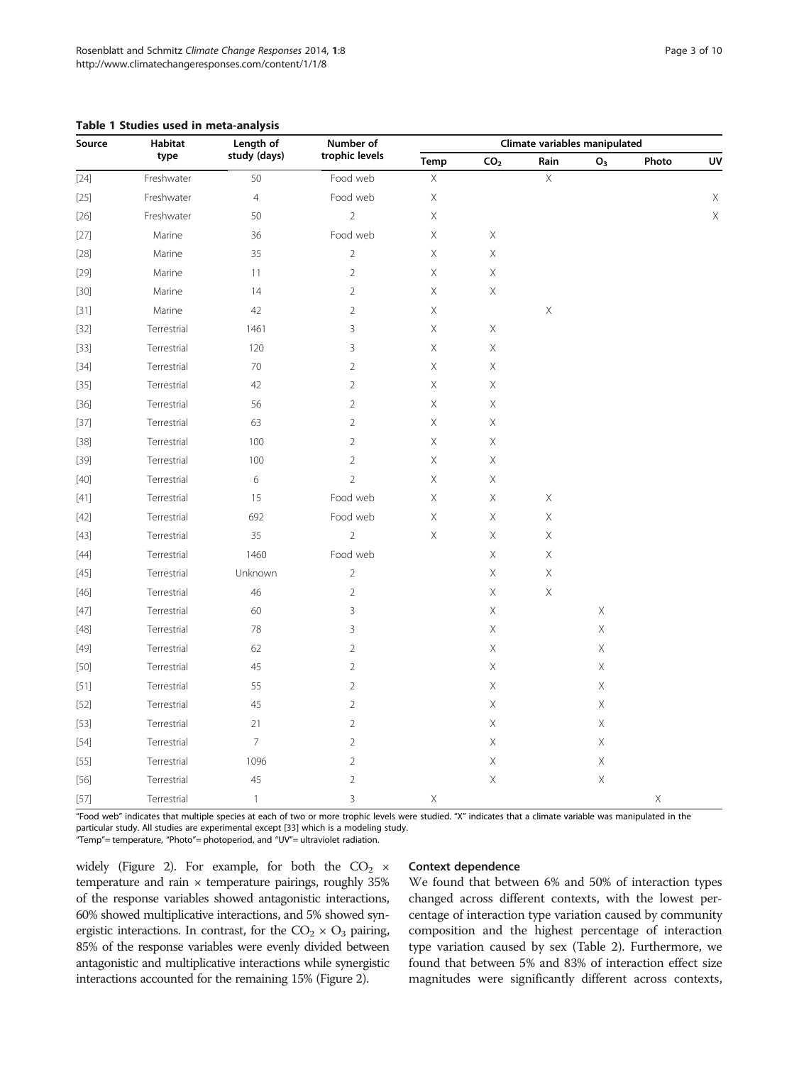**Table 1 Studies used in meta-analysis**

| Source | Habitat type | Length of study (days) | Number of trophic levels | Climate variables manipulated | | | | | |
|---|---|---|---|---|---|---|---|---|---|
| | | | | Temp | $CO_2$ | Rain | $O_3$ | Photo | UV |
| [24] | Freshwater | 50 | Food web | X | | X | | | |
| [25] | Freshwater | 4 | Food web | X | | | | | X |
| [26] | Freshwater | 50 | 2 | X | | | | | X |
| [27] | Marine | 36 | Food web | X | X | | | | |
| [28] | Marine | 35 | 2 | X | X | | | | |
| [29] | Marine | 11 | 2 | X | X | | | | |
| [30] | Marine | 14 | 2 | X | X | | | | |
| [31] | Marine | 42 | 2 | X | | X | | | |
| [32] | Terrestrial | 1461 | 3 | X | X | | | | |
| [33] | Terrestrial | 120 | 3 | X | X | | | | |
| [34] | Terrestrial | 70 | 2 | X | X | | | | |
| [35] | Terrestrial | 42 | 2 | X | X | | | | |
| [36] | Terrestrial | 56 | 2 | X | X | | | | |
| [37] | Terrestrial | 63 | 2 | X | X | | | | |
| [38] | Terrestrial | 100 | 2 | X | X | | | | |
| [39] | Terrestrial | 100 | 2 | X | X | | | | |
| [40] | Terrestrial | 6 | 2 | X | X | | | | |
| [41] | Terrestrial | 15 | Food web | X | X | X | | | |
| [42] | Terrestrial | 692 | Food web | X | X | X | | | |
| [43] | Terrestrial | 35 | 2 | X | X | X | | | |
| [44] | Terrestrial | 1460 | Food web | | X | X | | | |
| [45] | Terrestrial | Unknown | 2 | | X | X | | | |
| [46] | Terrestrial | 46 | 2 | | X | X | | | |
| [47] | Terrestrial | 60 | 3 | | X | | X | | |
| [48] | Terrestrial | 78 | 3 | | X | | X | | |
| [49] | Terrestrial | 62 | 2 | | X | | X | | |
| [50] | Terrestrial | 45 | 2 | | X | | X | | |
| [51] | Terrestrial | 55 | 2 | | X | | X | | |
| [52] | Terrestrial | 45 | 2 | | X | | X | | |
| [53] | Terrestrial | 21 | 2 | | X | | X | | |
| [54] | Terrestrial | 7 | 2 | | X | | X | | |
| [55] | Terrestrial | 1096 | 2 | | X | | X | | |
| [56] | Terrestrial | 45 | 2 | | X | | X | | |
| [57] | Terrestrial | 1 | 3 | X | | | | X | |

"Food web" indicates that multiple species at each of two or more trophic levels were studied. "X" indicates that a climate variable was manipulated in the particular study. All studies are experimental except [33] which is a modeling study.
"Temp"= temperature, "Photo"= photoperiod, and "UV"= ultraviolet radiation.

widely (Figure 2). For example, for both the $CO_2$ × temperature and rain × temperature pairings, roughly 35% of the response variables showed antagonistic interactions, 60% showed multiplicative interactions, and 5% showed synergistic interactions. In contrast, for the $CO_2$ × $O_3$ pairing, 85% of the response variables were evenly divided between antagonistic and multiplicative interactions while synergistic interactions accounted for the remaining 15% (Figure 2).

### Context dependence

We found that between 6% and 50% of interaction types changed across different contexts, with the lowest percentage of interaction type variation caused by community composition and the highest percentage of interaction type variation caused by sex (Table 2). Furthermore, we found that between 5% and 83% of interaction effect size magnitudes were significantly different across contexts,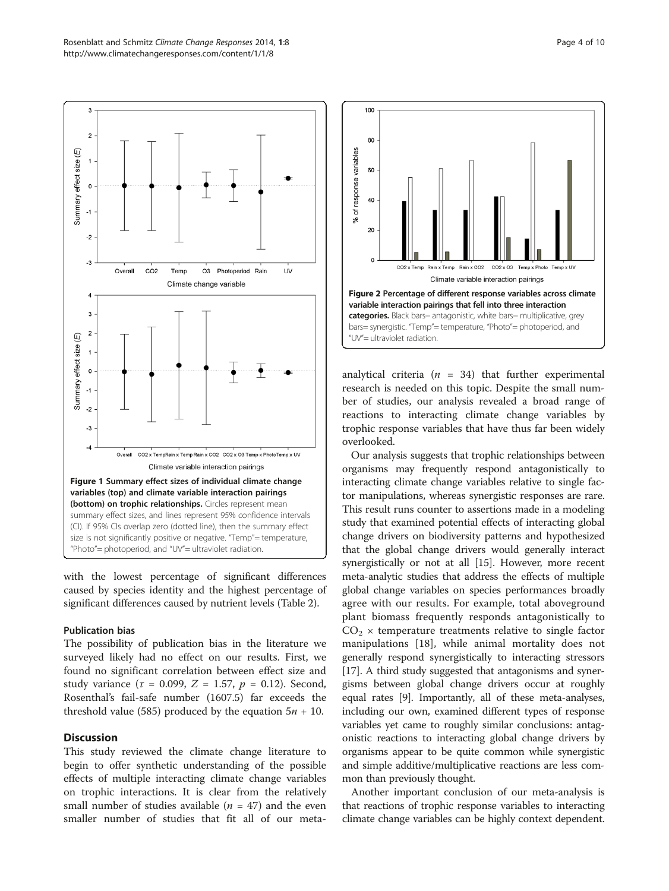Figure 1 Summary effect sizes of individual climate change variables (top) and climate variable interaction pairings (bottom) on trophic relationships. Circles represent mean summary effect sizes, and lines represent 95% confidence intervals (CI). If 95% CIs overlap zero (dotted line), then the summary effect size is not significantly positive or negative. "Temp"= temperature, "Photo"= photoperiod, and "UV"= ultraviolet radiation.

Figure 2 Percentage of different response variables across climate variable interaction pairings that fell into three interaction categories. Black bars= antagonistic, white bars= multiplicative, grey bars= synergistic. "Temp"= temperature, "Photo"= photoperiod, and "UV"= ultraviolet radiation.

with the lowest percentage of significant differences caused by species identity and the highest percentage of significant differences caused by nutrient levels (Table 2).

### Publication bias

The possibility of publication bias in the literature we surveyed likely had no effect on our results. First, we found no significant correlation between effect size and study variance ($\tau$ = 0.099, $Z$ = 1.57, $p$ = 0.12). Second, Rosenthal's fail-safe number (1607.5) far exceeds the threshold value (585) produced by the equation $5n + 10$.

## Discussion

This study reviewed the climate change literature to begin to offer synthetic understanding of the possible effects of multiple interacting climate change variables on trophic interactions. It is clear from the relatively small number of studies available ($n$ = 47) and the even smaller number of studies that fit all of our meta-analytical criteria ($n$ = 34) that further experimental research is needed on this topic. Despite the small number of studies, our analysis revealed a broad range of reactions to interacting climate change variables by trophic response variables that have thus far been widely overlooked.

Our analysis suggests that trophic relationships between organisms may frequently respond antagonistically to interacting climate change variables relative to single factor manipulations, whereas synergistic responses are rare. This result runs counter to assertions made in a modeling study that examined potential effects of interacting global change drivers on biodiversity patterns and hypothesized that the global change drivers would generally interact synergistically or not at all [15]. However, more recent meta-analytic studies that address the effects of multiple global change variables on species performances broadly agree with our results. For example, total aboveground plant biomass frequently responds antagonistically to $CO_2$ × temperature treatments relative to single factor manipulations [18], while animal mortality does not generally respond synergistically to interacting stressors [17]. A third study suggested that antagonisms and synergisms between global change drivers occur at roughly equal rates [9]. Importantly, all of these meta-analyses, including our own, examined different types of response variables yet came to roughly similar conclusions: antagonistic reactions to interacting global change drivers by organisms appear to be quite common while synergistic and simple additive/multiplicative reactions are less common than previously thought.

Another important conclusion of our meta-analysis is that reactions of trophic response variables to interacting climate change variables can be highly context dependent.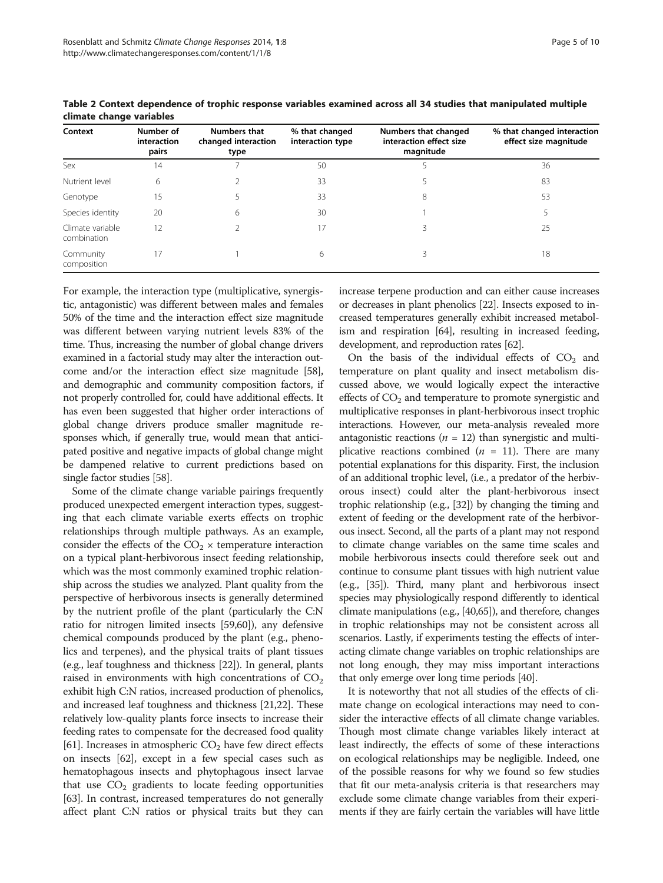**Table 2 Context dependence of trophic response variables examined across all 34 studies that manipulated multiple climate change variables**

| Context | Number of interaction pairs | Numbers that changed interaction type | % that changed interaction type | Numbers that changed interaction effect size magnitude | % that changed interaction effect size magnitude |
|---|---|---|---|---|---|
| Sex | 14 | 7 | 50 | 5 | 36 |
| Nutrient level | 6 | 2 | 33 | 5 | 83 |
| Genotype | 15 | 5 | 33 | 8 | 53 |
| Species identity | 20 | 6 | 30 | 1 | 5 |
| Climate variable combination | 12 | 2 | 17 | 3 | 25 |
| Community composition | 17 | 1 | 6 | 3 | 18 |

For example, the interaction type (multiplicative, synergistic, antagonistic) was different between males and females 50% of the time and the interaction effect size magnitude was different between varying nutrient levels 83% of the time. Thus, increasing the number of global change drivers examined in a factorial study may alter the interaction outcome and/or the interaction effect size magnitude [58], and demographic and community composition factors, if not properly controlled for, could have additional effects. It has even been suggested that higher order interactions of global change drivers produce smaller magnitude responses which, if generally true, would mean that anticipated positive and negative impacts of global change might be dampened relative to current predictions based on single factor studies [58].

Some of the climate change variable pairings frequently produced unexpected emergent interaction types, suggesting that each climate variable exerts effects on trophic relationships through multiple pathways. As an example, consider the effects of the $CO_2$ × temperature interaction on a typical plant-herbivorous insect feeding relationship, which was the most commonly examined trophic relationship across the studies we analyzed. Plant quality from the perspective of herbivorous insects is generally determined by the nutrient profile of the plant (particularly the C:N ratio for nitrogen limited insects [59,60]), any defensive chemical compounds produced by the plant (e.g., phenolics and terpenes), and the physical traits of plant tissues (e.g., leaf toughness and thickness [22]). In general, plants raised in environments with high concentrations of $CO_2$ exhibit high C:N ratios, increased production of phenolics, and increased leaf toughness and thickness [21,22]. These relatively low-quality plants force insects to increase their feeding rates to compensate for the decreased food quality [61]. Increases in atmospheric $CO_2$ have few direct effects on insects [62], except in a few special cases such as hematophagous insects and phytophagous insect larvae that use $CO_2$ gradients to locate feeding opportunities [63]. In contrast, increased temperatures do not generally affect plant C:N ratios or physical traits but they can increase terpene production and can either cause increases or decreases in plant phenolics [22]. Insects exposed to increased temperatures generally exhibit increased metabolism and respiration [64], resulting in increased feeding, development, and reproduction rates [62].

On the basis of the individual effects of $CO_2$ and temperature on plant quality and insect metabolism discussed above, we would logically expect the interactive effects of $CO_2$ and temperature to promote synergistic and multiplicative responses in plant-herbivorous insect trophic interactions. However, our meta-analysis revealed more antagonistic reactions ($n$ = 12) than synergistic and multiplicative reactions combined ($n$ = 11). There are many potential explanations for this disparity. First, the inclusion of an additional trophic level, (i.e., a predator of the herbivorous insect) could alter the plant-herbivorous insect trophic relationship (e.g., [32]) by changing the timing and extent of feeding or the development rate of the herbivorous insect. Second, all the parts of a plant may not respond to climate change variables on the same time scales and mobile herbivorous insects could therefore seek out and continue to consume plant tissues with high nutrient value (e.g., [35]). Third, many plant and herbivorous insect species may physiologically respond differently to identical climate manipulations (e.g., [40,65]), and therefore, changes in trophic relationships may not be consistent across all scenarios. Lastly, if experiments testing the effects of interacting climate change variables on trophic relationships are not long enough, they may miss important interactions that only emerge over long time periods [40].

It is noteworthy that not all studies of the effects of climate change on ecological interactions may need to consider the interactive effects of all climate change variables. Though most climate change variables likely interact at least indirectly, the effects of some of these interactions on ecological relationships may be negligible. Indeed, one of the possible reasons for why we found so few studies that fit our meta-analysis criteria is that researchers may exclude some climate change variables from their experiments if they are fairly certain the variables will have little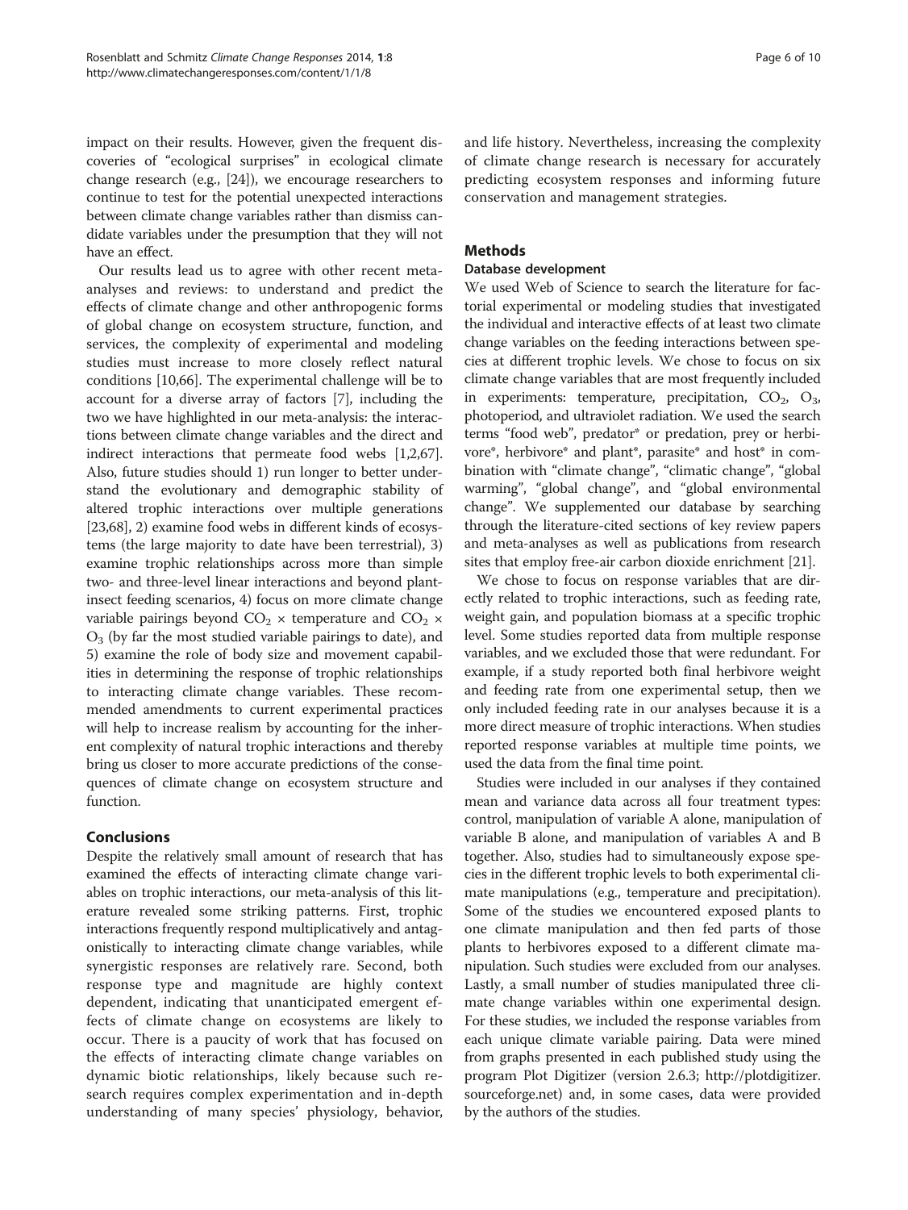impact on their results. However, given the frequent discoveries of "ecological surprises" in ecological climate change research (e.g., [24]), we encourage researchers to continue to test for the potential unexpected interactions between climate change variables rather than dismiss candidate variables under the presumption that they will not have an effect.

Our results lead us to agree with other recent meta-analyses and reviews: to understand and predict the effects of climate change and other anthropogenic forms of global change on ecosystem structure, function, and services, the complexity of experimental and modeling studies must increase to more closely reflect natural conditions [10,66]. The experimental challenge will be to account for a diverse array of factors [7], including the two we have highlighted in our meta-analysis: the interactions between climate change variables and the direct and indirect interactions that permeate food webs [1,2,67]. Also, future studies should 1) run longer to better understand the evolutionary and demographic stability of altered trophic interactions over multiple generations [23,68], 2) examine food webs in different kinds of ecosystems (the large majority to date have been terrestrial), 3) examine trophic relationships across more than simple two- and three-level linear interactions and beyond plant-insect feeding scenarios, 4) focus on more climate change variable pairings beyond $CO_2$ × temperature and $CO_2$ × $O_3$ (by far the most studied variable pairings to date), and 5) examine the role of body size and movement capabilities in determining the response of trophic relationships to interacting climate change variables. These recommended amendments to current experimental practices will help to increase realism by accounting for the inherent complexity of natural trophic interactions and thereby bring us closer to more accurate predictions of the consequences of climate change on ecosystem structure and function.

## Conclusions

Despite the relatively small amount of research that has examined the effects of interacting climate change variables on trophic interactions, our meta-analysis of this literature revealed some striking patterns. First, trophic interactions frequently respond multiplicatively and antagonistically to interacting climate change variables, while synergistic responses are relatively rare. Second, both response type and magnitude are highly context dependent, indicating that unanticipated emergent effects of climate change on ecosystems are likely to occur. There is a paucity of work that has focused on the effects of interacting climate change variables on dynamic biotic relationships, likely because such research requires complex experimentation and in-depth understanding of many species' physiology, behavior, and life history. Nevertheless, increasing the complexity of climate change research is necessary for accurately predicting ecosystem responses and informing future conservation and management strategies.

## Methods

### Database development

We used Web of Science to search the literature for factorial experimental or modeling studies that investigated the individual and interactive effects of at least two climate change variables on the feeding interactions between species at different trophic levels. We chose to focus on six climate change variables that are most frequently included in experiments: temperature, precipitation, $CO_2$, $O_3$, photoperiod, and ultraviolet radiation. We used the search terms "food web", predator* or predation, prey or herbivore*, herbivore* and plant*, parasite* and host* in combination with "climate change", "climatic change", "global warming", "global change", and "global environmental change". We supplemented our database by searching through the literature-cited sections of key review papers and meta-analyses as well as publications from research sites that employ free-air carbon dioxide enrichment [21].

We chose to focus on response variables that are directly related to trophic interactions, such as feeding rate, weight gain, and population biomass at a specific trophic level. Some studies reported data from multiple response variables, and we excluded those that were redundant. For example, if a study reported both final herbivore weight and feeding rate from one experimental setup, then we only included feeding rate in our analyses because it is a more direct measure of trophic interactions. When studies reported response variables at multiple time points, we used the data from the final time point.

Studies were included in our analyses if they contained mean and variance data across all four treatment types: control, manipulation of variable A alone, manipulation of variable B alone, and manipulation of variables A and B together. Also, studies had to simultaneously expose species in the different trophic levels to both experimental climate manipulations (e.g., temperature and precipitation). Some of the studies we encountered exposed plants to one climate manipulation and then fed parts of those plants to herbivores exposed to a different climate manipulation. Such studies were excluded from our analyses. Lastly, a small number of studies manipulated three climate change variables within one experimental design. For these studies, we included the response variables from each unique climate variable pairing. Data were mined from graphs presented in each published study using the program Plot Digitizer (version 2.6.3; http://plotdigitizer.sourceforge.net) and, in some cases, data were provided by the authors of the studies.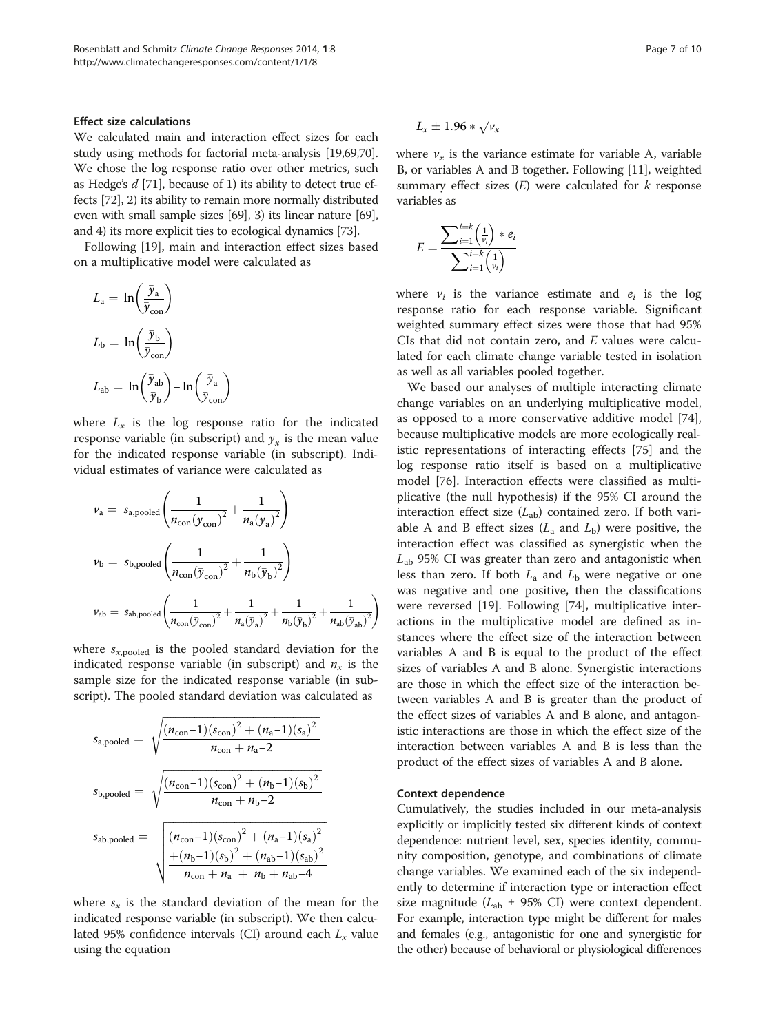### Effect size calculations

We calculated main and interaction effect sizes for each study using methods for factorial meta-analysis [19,69,70]. We chose the log response ratio over other metrics, such as Hedge's *d* [71], because of 1) its ability to detect true effects [72], 2) its ability to remain more normally distributed even with small sample sizes [69], 3) its linear nature [69], and 4) its more explicit ties to ecological dynamics [73].

Following [19], main and interaction effect sizes based on a multiplicative model were calculated as

$$L_{\mathrm{a}} = \ln\left(\frac{\bar{y}_{\mathrm{a}}}{\bar{y}_{\mathrm{con}}}\right)$$

$$L_{\mathrm{b}} = \ln\left(\frac{\bar{y}_{\mathrm{b}}}{\bar{y}_{\mathrm{con}}}\right)$$

$$L_{\mathrm{ab}} = \ln\left(\frac{\bar{y}_{\mathrm{ab}}}{\bar{y}_{\mathrm{b}}}\right) - \ln\left(\frac{\bar{y}_{\mathrm{a}}}{\bar{y}_{\mathrm{con}}}\right)$$

where $L_x$ is the log response ratio for the indicated response variable (in subscript) and $\bar{y}_x$ is the mean value for the indicated response variable (in subscript). Individual estimates of variance were calculated as

$$v_{\mathrm{a}} = s_{\mathrm{a,pooled}}\left(\frac{1}{n_{\mathrm{con}}(\bar{y}_{\mathrm{con}})^2} + \frac{1}{n_{\mathrm{a}}(\bar{y}_{\mathrm{a}})^2}\right)$$

$$v_{\mathrm{b}} = s_{\mathrm{b,pooled}}\left(\frac{1}{n_{\mathrm{con}}(\bar{y}_{\mathrm{con}})^2} + \frac{1}{n_{\mathrm{b}}(\bar{y}_{\mathrm{b}})^2}\right)$$

$$v_{\mathrm{ab}} = s_{\mathrm{ab,pooled}}\left(\frac{1}{n_{\mathrm{con}}(\bar{y}_{\mathrm{con}})^2} + \frac{1}{n_{\mathrm{a}}(\bar{y}_{\mathrm{a}})^2} + \frac{1}{n_{\mathrm{b}}(\bar{y}_{\mathrm{b}})^2} + \frac{1}{n_{\mathrm{ab}}(\bar{y}_{\mathrm{ab}})^2}\right)$$

where $s_{x,\mathrm{pooled}}$ is the pooled standard deviation for the indicated response variable (in subscript) and $n_x$ is the sample size for the indicated response variable (in subscript). The pooled standard deviation was calculated as

$$s_{\mathrm{a,pooled}} = \sqrt{\frac{(n_{\mathrm{con}}-1)(s_{\mathrm{con}})^2 + (n_{\mathrm{a}}-1)(s_{\mathrm{a}})^2}{n_{\mathrm{con}} + n_{\mathrm{a}} - 2}}$$

$$s_{\mathrm{b,pooled}} = \sqrt{\frac{(n_{\mathrm{con}}-1)(s_{\mathrm{con}})^2 + (n_{\mathrm{b}}-1)(s_{\mathrm{b}})^2}{n_{\mathrm{con}} + n_{\mathrm{b}} - 2}}$$

$$s_{\mathrm{ab,pooled}} = \sqrt{\frac{(n_{\mathrm{con}}-1)(s_{\mathrm{con}})^2 + (n_{\mathrm{a}}-1)(s_{\mathrm{a}})^2 + (n_{\mathrm{b}}-1)(s_{\mathrm{b}})^2 + (n_{\mathrm{ab}}-1)(s_{\mathrm{ab}})^2}{n_{\mathrm{con}} + n_{\mathrm{a}} + n_{\mathrm{b}} + n_{\mathrm{ab}} - 4}}$$

where $s_x$ is the standard deviation of the mean for the indicated response variable (in subscript). We then calculated 95% confidence intervals (CI) around each $L_x$ value using the equation

$$L_x \pm 1.96 * \sqrt{v_x}$$

where $v_x$ is the variance estimate for variable A, variable B, or variables A and B together. Following [11], weighted summary effect sizes ($E$) were calculated for $k$ response variables as

$$E = \frac{\sum_{i=1}^{i=k}\left(\frac{1}{v_i}\right) * e_i}{\sum_{i=1}^{i=k}\left(\frac{1}{v_i}\right)}$$

where $v_i$ is the variance estimate and $e_i$ is the log response ratio for each response variable. Significant weighted summary effect sizes were those that had 95% CIs that did not contain zero, and $E$ values were calculated for each climate change variable tested in isolation as well as all variables pooled together.

We based our analyses of multiple interacting climate change variables on an underlying multiplicative model, as opposed to a more conservative additive model [74], because multiplicative models are more ecologically realistic representations of interacting effects [75] and the log response ratio itself is based on a multiplicative model [76]. Interaction effects were classified as multiplicative (the null hypothesis) if the 95% CI around the interaction effect size ($L_{\mathrm{ab}}$) contained zero. If both variable A and B effect sizes ($L_{\mathrm{a}}$ and $L_{\mathrm{b}}$) were positive, the interaction effect was classified as synergistic when the $L_{\mathrm{ab}}$ 95% CI was greater than zero and antagonistic when less than zero. If both $L_{\mathrm{a}}$ and $L_{\mathrm{b}}$ were negative or one was negative and one positive, then the classifications were reversed [19]. Following [74], multiplicative interactions in the multiplicative model are defined as instances where the effect size of the interaction between variables A and B is equal to the product of the effect sizes of variables A and B alone. Synergistic interactions are those in which the effect size of the interaction between variables A and B is greater than the product of the effect sizes of variables A and B alone, and antagonistic interactions are those in which the effect size of the interaction between variables A and B is less than the product of the effect sizes of variables A and B alone.

### Context dependence

Cumulatively, the studies included in our meta-analysis explicitly or implicitly tested six different kinds of context dependence: nutrient level, sex, species identity, community composition, genotype, and combinations of climate change variables. We examined each of the six independently to determine if interaction type or interaction effect size magnitude ($L_{\mathrm{ab}}$ ± 95% CI) were context dependent. For example, interaction type might be different for males and females (e.g., antagonistic for one and synergistic for the other) because of behavioral or physiological differences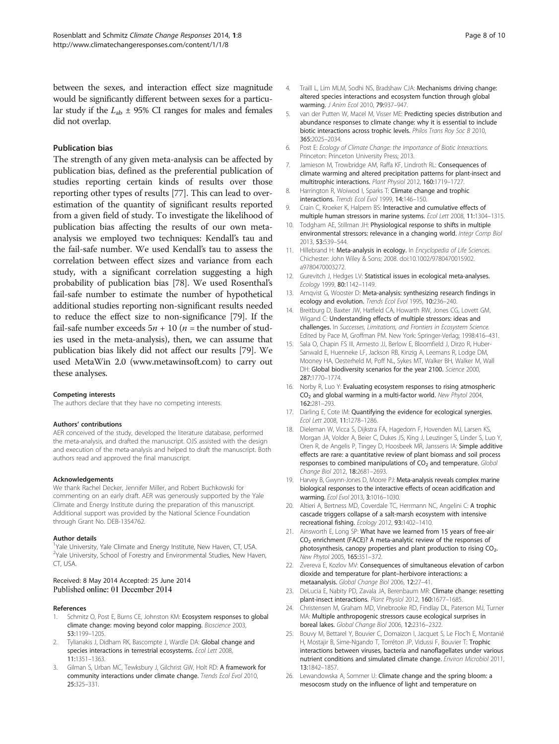between the sexes, and interaction effect size magnitude would be significantly different between sexes for a particular study if the $L_{ab}$ ± 95% CI ranges for males and females did not overlap.

### Publication bias

The strength of any given meta-analysis can be affected by publication bias, defined as the preferential publication of studies reporting certain kinds of results over those reporting other types of results [77]. This can lead to overestimation of the quantity of significant results reported from a given field of study. To investigate the likelihood of publication bias affecting the results of our own meta-analysis we employed two techniques: Kendall's tau and the fail-safe number. We used Kendall's tau to assess the correlation between effect sizes and variance from each study, with a significant correlation suggesting a high probability of publication bias [78]. We used Rosenthal's fail-safe number to estimate the number of hypothetical additional studies reporting non-significant results needed to reduce the effect size to non-significance [79]. If the fail-safe number exceeds $5n + 10$ ($n$ = the number of studies used in the meta-analysis), then, we can assume that publication bias likely did not affect our results [79]. We used MetaWin 2.0 (www.metawinsoft.com) to carry out these analyses.

#### Competing interests

The authors declare that they have no competing interests.

#### Authors' contributions

AER conceived of the study, developed the literature database, performed the meta-analysis, and drafted the manuscript. OJS assisted with the design and execution of the meta-analysis and helped to draft the manuscript. Both authors read and approved the final manuscript.

#### Acknowledgements

We thank Rachel Decker, Jennifer Miller, and Robert Buchkowski for commenting on an early draft. AER was generously supported by the Yale Climate and Energy Institute during the preparation of this manuscript. Additional support was provided by the National Science Foundation through Grant No. DEB-1354762.

#### Author details

[1]Yale University, Yale Climate and Energy Institute, New Haven, CT, USA. [2]Yale University, School of Forestry and Environmental Studies, New Haven, CT, USA.

Received: 8 May 2014 Accepted: 25 June 2014
Published online: 01 December 2014

#### References

1. Schmitz O, Post E, Burns CE, Johnston KM: **Ecosystem responses to global climate change: moving beyond color mapping.** *Bioscience* 2003, **53:**1199–1205.
2. Tylianakis J, Didham RK, Bascompte J, Wardle DA: **Global change and species interactions in terrestrial ecosystems.** *Ecol Lett* 2008, **11:**1351–1363.
3. Gilman S, Urban MC, Tewksbury J, Gilchrist GW, Holt RD: **A framework for community interactions under climate change.** *Trends Ecol Evol* 2010, **25:**325–331.
4. Traill L, Lim MLM, Sodhi NS, Bradshaw CJA: **Mechanisms driving change: altered species interactions and ecosystem function through global warming.** *J Anim Ecol* 2010, **79:**937–947.
5. van der Putten W, Macel M, Visser ME: **Predicting species distribution and abundance responses to climate change: why it is essential to include biotic interactions across trophic levels.** *Philos Trans Roy Soc B* 2010, **365:**2025–2034.
6. Post E: *Ecology of Climate Change: the Importance of Biotic Interactions.* Princeton: Princeton University Press; 2013.
7. Jamieson M, Trowbridge AM, Raffa KF, Lindroth RL: **Consequences of climate warming and altered precipitation patterns for plant-insect and multitrophic interactions.** *Plant Physiol* 2012, **160:**1719–1727.
8. Harrington R, Woiwod I, Sparks T: **Climate change and trophic interactions.** *Trends Ecol Evol* 1999, **14:**146–150.
9. Crain C, Kroeker K, Halpern BS: **Interactive and cumulative effects of multiple human stressors in marine systems.** *Ecol Lett* 2008, **11:**1304–1315.
10. Todgham AE, Stillman JH: **Physiological response to shifts in multiple environmental stressors: relevance in a changing world.** *Integr Comp Biol* 2013, **53:**539–544.
11. Hillebrand H: **Meta-analysis in ecology.** In *Encyclopedia of Life Sciences.* Chichester: John Wiley & Sons; 2008. doi:10.1002/9780470015902.a9780470003272.
12. Gurevitch J, Hedges LV: **Statistical issues in ecological meta-analyses.** *Ecology* 1999, **80:**1142–1149.
13. Arnqvist G, Wooster D: **Meta-analysis: synthesizing research findings in ecology and evolution.** *Trends Ecol Evol* 1995, **10:**236–240.
14. Breitburg D, Baxter JW, Hatfield CA, Howarth RW, Jones CG, Lovett GM, Wigand C: **Understanding effects of multiple stressors: ideas and challenges.** In *Successes, Limitations, and Frontiers in Ecosystem Science.* Edited by Pace M, Groffman PM. New York: Springer-Verlag; 1998:416–431.
15. Sala O, Chapin FS III, Armesto JJ, Berlow E, Bloomfield J, Dirzo R, Huber-Sanwald E, Huenneke LF, Jackson RB, Kinzig A, Leemans R, Lodge DM, Mooney HA, Oesterheld M, Poff NL, Sykes MT, Walker BH, Walker M, Wall DH: **Global biodiversity scenarios for the year 2100.** *Science* 2000, **287:**1770–1774.
16. Norby R, Luo Y: **Evaluating ecosystem responses to rising atmospheric $CO_2$ and global warming in a multi-factor world.** *New Phytol* 2004, **162:**281–293.
17. Darling E, Cote IM: **Quantifying the evidence for ecological synergies.** *Ecol Lett* 2008, **11:**1278–1286.
18. Dieleman W, Vicca S, Dijkstra FA, Hagedorn F, Hovenden MJ, Larsen KS, Morgan JA, Volder A, Beier C, Dukes JS, King J, Leuzinger S, Linder S, Luo Y, Oren R, de Angelis P, Tingey D, Hoosbeek MR, Janssens IA: **Simple additive effects are rare: a quantitative review of plant biomass and soil process responses to combined manipulations of $CO_2$ and temperature.** *Global Change Biol* 2012, **18:**2681–2693.
19. Harvey B, Gwynn-Jones D, Moore PJ: **Meta-analysis reveals complex marine biological responses to the interactive effects of ocean acidification and warming.** *Ecol Evol* 2013, **3:**1016–1030.
20. Altieri A, Bertness MD, Coverdale TC, Herrmann NC, Angelini C: **A trophic cascade triggers collapse of a salt-marsh ecosystem with intensive recreational fishing.** *Ecology* 2012, **93:**1402–1410.
21. Ainsworth E, Long SP: **What have we learned from 15 years of free-air $CO_2$ enrichment (FACE)? A meta-analytic review of the responses of photosynthesis, canopy properties and plant production to rising $CO_2$.** *New Phytol* 2005, **165:**351–372.
22. Zvereva E, Kozlov MV: **Consequences of simultaneous elevation of carbon dioxide and temperature for plant–herbivore interactions: a metaanalysis.** *Global Change Biol* 2006, **12:**27–41.
23. DeLucia E, Nabity PD, Zavala JA, Berenbaum MR: **Climate change: resetting plant-insect interactions.** *Plant Physiol* 2012, **160:**1677–1685.
24. Christensen M, Graham MD, Vinebrooke RD, Findlay DL, Paterson MJ, Turner MA: **Multiple anthropogenic stressors cause ecological surprises in boreal lakes.** *Global Change Biol* 2006, **12:**2316–2322.
25. Bouvy M, Bettarel Y, Bouvier C, Domaizon I, Jacquet S, Le Floc'h E, Montanié H, Mostajir B, Sime-Ngando T, Torréton JP, Vidussi F, Bouvier T: **Trophic interactions between viruses, bacteria and nanoflagellates under various nutrient conditions and simulated climate change.** *Environ Microbiol* 2011, **13:**1842–1857.
26. Lewandowska A, Sommer U: **Climate change and the spring bloom: a mesocosm study on the influence of light and temperature on**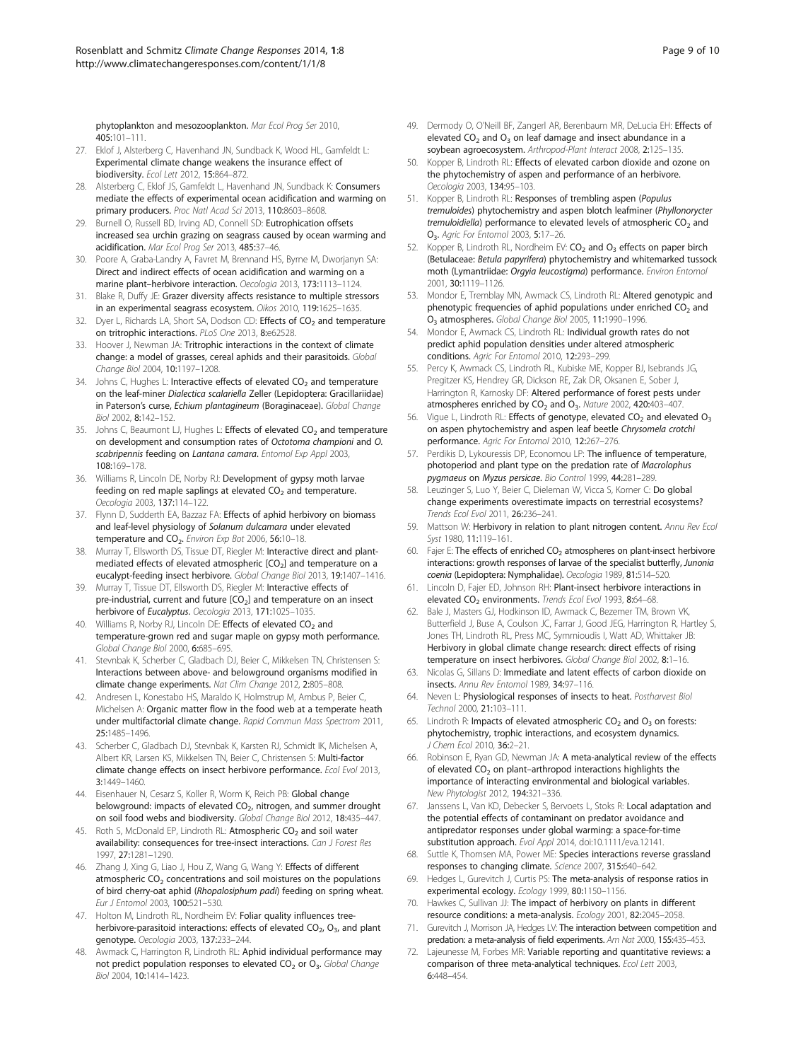phytoplankton and mesozooplankton. *Mar Ecol Prog Ser* 2010, 405:101–111.

27. Eklof J, Alsterberg C, Havenhand JN, Sundback K, Wood HL, Gamfeldt L: **Experimental climate change weakens the insurance effect of biodiversity.** *Ecol Lett* 2012, 15:864–872.
28. Alsterberg C, Eklof JS, Gamfeldt L, Havenhand JN, Sundback K: **Consumers mediate the effects of experimental ocean acidification and warming on primary producers.** *Proc Natl Acad Sci* 2013, 110:8603–8608.
29. Burnell O, Russell BD, Irving AD, Connell SD: **Eutrophication offsets increased sea urchin grazing on seagrass caused by ocean warming and acidification.** *Mar Ecol Prog Ser* 2013, 485:37–46.
30. Poore A, Graba-Landry A, Favret M, Brennand HS, Byrne M, Dworjanyn SA: **Direct and indirect effects of ocean acidification and warming on a marine plant–herbivore interaction.** *Oecologia* 2013, 173:1113–1124.
31. Blake R, Duffy JE: **Grazer diversity affects resistance to multiple stressors in an experimental seagrass ecosystem.** *Oikos* 2010, 119:1625–1635.
32. Dyer L, Richards LA, Short SA, Dodson CD: **Effects of $CO_2$ and temperature on tritrophic interactions.** *PLoS One* 2013, 8:e62528.
33. Hoover J, Newman JA: **Tritrophic interactions in the context of climate change: a model of grasses, cereal aphids and their parasitoids.** *Global Change Biol* 2004, 10:1197–1208.
34. Johns C, Hughes L: **Interactive effects of elevated $CO_2$ and temperature on the leaf-miner *Dialectica scalariella* Zeller (Lepidoptera: Gracillariidae) in Paterson's curse, *Echium plantagineum* (Boraginaceae).** *Global Change Biol* 2002, 8:142–152.
35. Johns C, Beaumont LJ, Hughes L: **Effects of elevated $CO_2$ and temperature on development and consumption rates of *Octotoma championi* and *O. scabripennis* feeding on *Lantana camara*.** *Entomol Exp Appl* 2003, 108:169–178.
36. Williams R, Lincoln DE, Norby RJ: **Development of gypsy moth larvae feeding on red maple saplings at elevated $CO_2$ and temperature.** *Oecologia* 2003, 137:114–122.
37. Flynn D, Sudderth EA, Bazzaz FA: **Effects of aphid herbivory on biomass and leaf-level physiology of *Solanum dulcamara* under elevated temperature and $CO_2$.** *Environ Exp Bot* 2006, 56:10–18.
38. Murray T, Ellsworth DS, Tissue DT, Riegler M: **Interactive direct and plant-mediated effects of elevated atmospheric $[CO_2]$ and temperature on a eucalypt-feeding insect herbivore.** *Global Change Biol* 2013, 19:1407–1416.
39. Murray T, Tissue DT, Ellsworth DS, Riegler M: **Interactive effects of pre-industrial, current and future $[CO_2]$ and temperature on an insect herbivore of *Eucalyptus*.** *Oecologia* 2013, 171:1025–1035.
40. Williams R, Norby RJ, Lincoln DE: **Effects of elevated $CO_2$ and temperature-grown red and sugar maple on gypsy moth performance.** *Global Change Biol* 2000, 6:685–695.
41. Stevnbak K, Scherber C, Gladbach DJ, Beier C, Mikkelsen TN, Christensen S: **Interactions between above- and belowground organisms modified in climate change experiments.** *Nat Clim Change* 2012, 2:805–808.
42. Andresen L, Konestabo HS, Maraldo K, Holmstrup M, Ambus P, Beier C, Michelsen A: **Organic matter flow in the food web at a temperate heath under multifactorial climate change.** *Rapid Commun Mass Spectrom* 2011, 25:1485–1496.
43. Scherber C, Gladbach DJ, Stevnbak K, Karsten RJ, Schmidt IK, Michelsen A, Albert KR, Larsen KS, Mikkelsen TN, Beier C, Christensen S: **Multi-factor climate change effects on insect herbivore performance.** *Ecol Evol* 2013, 3:1449–1460.
44. Eisenhauer N, Cesarz S, Koller R, Worm K, Reich PB: **Global change belowground: impacts of elevated $CO_2$, nitrogen, and summer drought on soil food webs and biodiversity.** *Global Change Biol* 2012, 18:435–447.
45. Roth S, McDonald EP, Lindroth RL: **Atmospheric $CO_2$ and soil water availability: consequences for tree-insect interactions.** *Can J Forest Res* 1997, 27:1281–1290.
46. Zhang J, Xing G, Liao J, Hou Z, Wang G, Wang Y: **Effects of different atmospheric $CO_2$ concentrations and soil moistures on the populations of bird cherry-oat aphid (*Rhopalosiphum padi*) feeding on spring wheat.** *Eur J Entomol* 2003, 100:521–530.
47. Holton M, Lindroth RL, Nordheim EV: **Foliar quality influences tree-herbivore-parasitoid interactions: effects of elevated $CO_2$, $O_3$, and plant genotype.** *Oecologia* 2003, 137:233–244.
48. Awmack C, Harrington R, Lindroth RL: **Aphid individual performance may not predict population responses to elevated $CO_2$ or $O_3$.** *Global Change Biol* 2004, 10:1414–1423.
49. Dermody O, O'Neill BF, Zangerl AR, Berenbaum MR, DeLucia EH: **Effects of elevated $CO_2$ and $O_3$ on leaf damage and insect abundance in a soybean agroecosystem.** *Arthropod-Plant Interact* 2008, 2:125–135.
50. Kopper B, Lindroth RL: **Effects of elevated carbon dioxide and ozone on the phytochemistry of aspen and performance of an herbivore.** *Oecologia* 2003, 134:95–103.
51. Kopper B, Lindroth RL: **Responses of trembling aspen (*Populus tremuloides*) phytochemistry and aspen blotch leafminer (*Phyllonorycter tremuloidiella*) performance to elevated levels of atmospheric $CO_2$ and $O_3$.** *Agric For Entomol* 2003, 5:17–26.
52. Kopper B, Lindroth RL, Nordheim EV: **$CO_2$ and $O_3$ effects on paper birch (Betulaceae: *Betula papyrifera*) phytochemistry and whitemarked tussock moth (Lymantriidae: *Orgyia leucostigma*) performance.** *Environ Entomol* 2001, 30:1119–1126.
53. Mondor E, Tremblay MN, Awmack CS, Lindroth RL: **Altered genotypic and phenotypic frequencies of aphid populations under enriched $CO_2$ and $O_3$ atmospheres.** *Global Change Biol* 2005, 11:1990–1996.
54. Mondor E, Awmack CS, Lindroth RL: **Individual growth rates do not predict aphid population densities under altered atmospheric conditions.** *Agric For Entomol* 2010, 12:293–299.
55. Percy K, Awmack CS, Lindroth RL, Kubiske ME, Kopper BJ, Isebrands JG, Pregitzer KS, Hendrey GR, Dickson RE, Zak DR, Oksanen E, Sober J, Harrington R, Karnosky DF: **Altered performance of forest pests under atmospheres enriched by $CO_2$ and $O_3$.** *Nature* 2002, 420:403–407.
56. Vigue L, Lindroth RL: **Effects of genotype, elevated $CO_2$ and elevated $O_3$ on aspen phytochemistry and aspen leaf beetle *Chrysomela crotchi* performance.** *Agric For Entomol* 2010, 12:267–276.
57. Perdikis D, Lykouressis DP, Economou LP: **The influence of temperature, photoperiod and plant type on the predation rate of *Macrolophus pygmaeus* on *Myzus persicae*.** *Bio Control* 1999, 44:281–289.
58. Leuzinger S, Luo Y, Beier C, Dieleman W, Vicca S, Korner C: **Do global change experiments overestimate impacts on terrestrial ecosystems?** *Trends Ecol Evol* 2011, 26:236–241.
59. Mattson W: **Herbivory in relation to plant nitrogen content.** *Annu Rev Ecol Syst* 1980, 11:119–161.
60. Fajer E: **The effects of enriched $CO_2$ atmospheres on plant-insect herbivore interactions: growth responses of larvae of the specialist butterfly, *Junonia coenia* (Lepidoptera: Nymphalidae).** *Oecologia* 1989, 81:514–520.
61. Lincoln D, Fajer ED, Johnson RH: **Plant-insect herbivore interactions in elevated $CO_2$ environments.** *Trends Ecol Evol* 1993, 8:64–68.
62. Bale J, Masters GJ, Hodkinson ID, Awmack C, Bezemer TM, Brown VK, Butterfield J, Buse A, Coulson JC, Farrar J, Good JEG, Harrington R, Hartley S, Jones TH, Lindroth RL, Press MC, Symrnioudis I, Watt AD, Whittaker JB: **Herbivory in global climate change research: direct effects of rising temperature on insect herbivores.** *Global Change Biol* 2002, 8:1–16.
63. Nicolas G, Sillans D: **Immediate and latent effects of carbon dioxide on insects.** *Annu Rev Entomol* 1989, 34:97–116.
64. Neven L: **Physiological responses of insects to heat.** *Postharvest Biol Technol* 2000, 21:103–111.
65. Lindroth R: **Impacts of elevated atmospheric $CO_2$ and $O_3$ on forests: phytochemistry, trophic interactions, and ecosystem dynamics.** *J Chem Ecol* 2010, 36:2–21.
66. Robinson E, Ryan GD, Newman JA: **A meta-analytical review of the effects of elevated $CO_2$ on plant–arthropod interactions highlights the importance of interacting environmental and biological variables.** *New Phytologist* 2012, 194:321–336.
67. Janssens L, Van KD, Debecker S, Bervoets L, Stoks R: **Local adaptation and the potential effects of contaminant on predator avoidance and antipredator responses under global warming: a space-for-time substitution approach.** *Evol Appl* 2014, doi:10.1111/eva.12141.
68. Suttle K, Thomsen MA, Power ME: **Species interactions reverse grassland responses to changing climate.** *Science* 2007, 315:640–642.
69. Hedges L, Gurevitch J, Curtis PS: **The meta-analysis of response ratios in experimental ecology.** *Ecology* 1999, 80:1150–1156.
70. Hawkes C, Sullivan JJ: **The impact of herbivory on plants in different resource conditions: a meta-analysis.** *Ecology* 2001, 82:2045–2058.
71. Gurevitch J, Morrison JA, Hedges LV: **The interaction between competition and predation: a meta-analysis of field experiments.** *Am Nat* 2000, 155:435–453.
72. Lajeunesse M, Forbes MR: **Variable reporting and quantitative reviews: a comparison of three meta-analytical techniques.** *Ecol Lett* 2003, 6:448–454.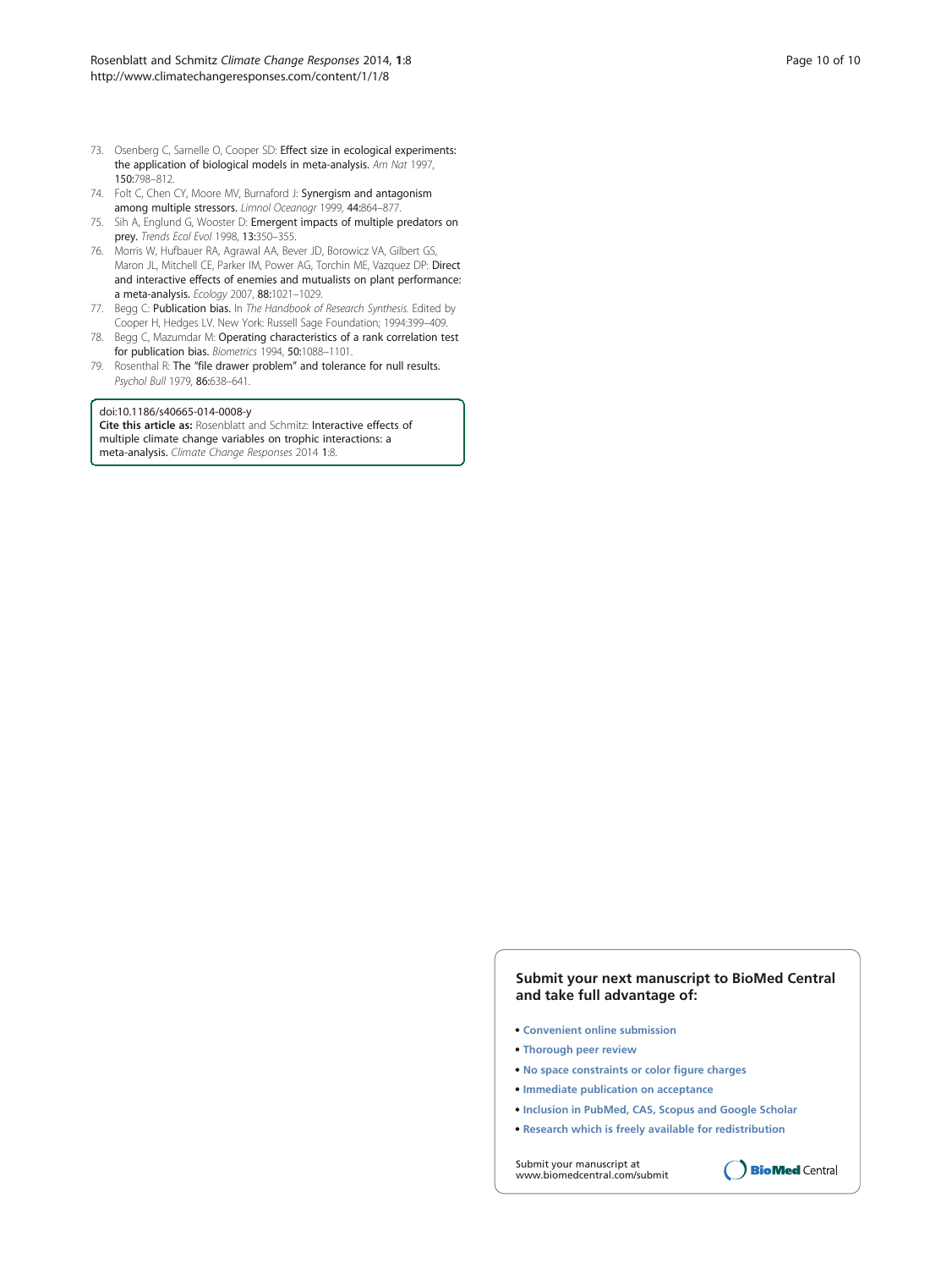73. Osenberg C, Sarnelle O, Cooper SD: **Effect size in ecological experiments: the application of biological models in meta-analysis.** *Am Nat* 1997, **150**:798–812.
74. Folt C, Chen CY, Moore MV, Burnaford J: **Synergism and antagonism among multiple stressors.** *Limnol Oceanogr* 1999, **44**:864–877.
75. Sih A, Englund G, Wooster D: **Emergent impacts of multiple predators on prey.** *Trends Ecol Evol* 1998, **13**:350–355.
76. Morris W, Hufbauer RA, Agrawal AA, Bever JD, Borowicz VA, Gilbert GS, Maron JL, Mitchell CE, Parker IM, Power AG, Torchin ME, Vazquez DP: **Direct and interactive effects of enemies and mutualists on plant performance: a meta-analysis.** *Ecology* 2007, **88**:1021–1029.
77. Begg C: **Publication bias.** In *The Handbook of Research Synthesis.* Edited by Cooper H, Hedges LV. New York: Russell Sage Foundation; 1994:399–409.
78. Begg C, Mazumdar M: **Operating characteristics of a rank correlation test for publication bias.** *Biometrics* 1994, **50**:1088–1101.
79. Rosenthal R: **The "file drawer problem" and tolerance for null results.** *Psychol Bull* 1979, **86**:638–641.

doi:10.1186/s40665-014-0008-y
**Cite this article as:** Rosenblatt and Schmitz: Interactive effects of multiple climate change variables on trophic interactions: a meta-analysis. *Climate Change Responses* 2014 **1**:8.

**Submit your next manuscript to BioMed Central and take full advantage of:**

- **Convenient online submission**
- **Thorough peer review**
- **No space constraints or color figure charges**
- **Immediate publication on acceptance**
- **Inclusion in PubMed, CAS, Scopus and Google Scholar**
- **Research which is freely available for redistribution**

Submit your manuscript at
www.biomedcentral.com/submit

BioMed Central